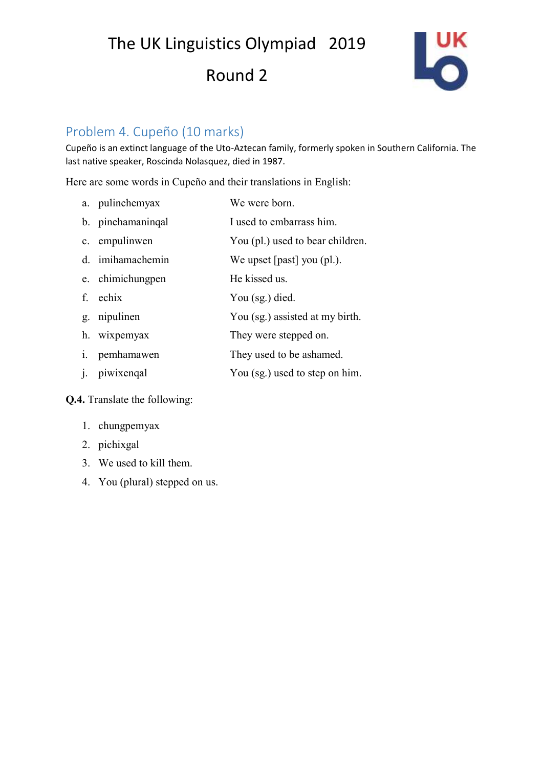# The UK Linguistics Olympiad 2019

## Round 2

## Problem 4. Cupeño (10 marks)

Cupeño is an extinct language of the Uto-Aztecan family, formerly spoken in Southern California. The last native speaker, Roscinda Nolasquez, died in 1987.

Here are some words in Cupeño and their translations in English:

| | | |
|---|---|---|
| a. | pulinchemyax | We were born. |
| b. | pinehamaninqal | I used to embarrass him. |
| c. | empulinwen | You (pl.) used to bear children. |
| d. | imihamachemin | We upset [past] you (pl.). |
| e. | chimichungpen | He kissed us. |
| f. | echix | You (sg.) died. |
| g. | nipulinen | You (sg.) assisted at my birth. |
| h. | wixpemyax | They were stepped on. |
| i. | pemhamawen | They used to be ashamed. |
| j. | piwixenqal | You (sg.) used to step on him. |

**Q.4.** Translate the following:

1. chungpemyax
2. pichixgal
3. We used to kill them.
4. You (plural) stepped on us.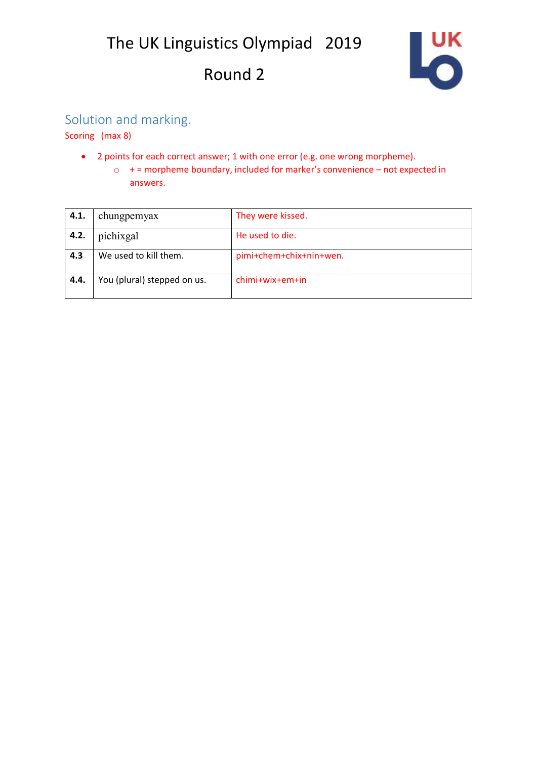# The UK Linguistics Olympiad 2019

# Round 2

## Solution and marking.

Scoring (max 8)

- 2 points for each correct answer; 1 with one error (e.g. one wrong morpheme).
  - + = morpheme boundary, included for marker's convenience – not expected in answers.

| | | |
|---|---|---|
| **4.1.** | chungpemyax | They were kissed. |
| **4.2.** | pichixgal | He used to die. |
| **4.3** | We used to kill them. | pimi+chem+chix+nin+wen. |
| **4.4.** | You (plural) stepped on us. | chimi+wix+em+in |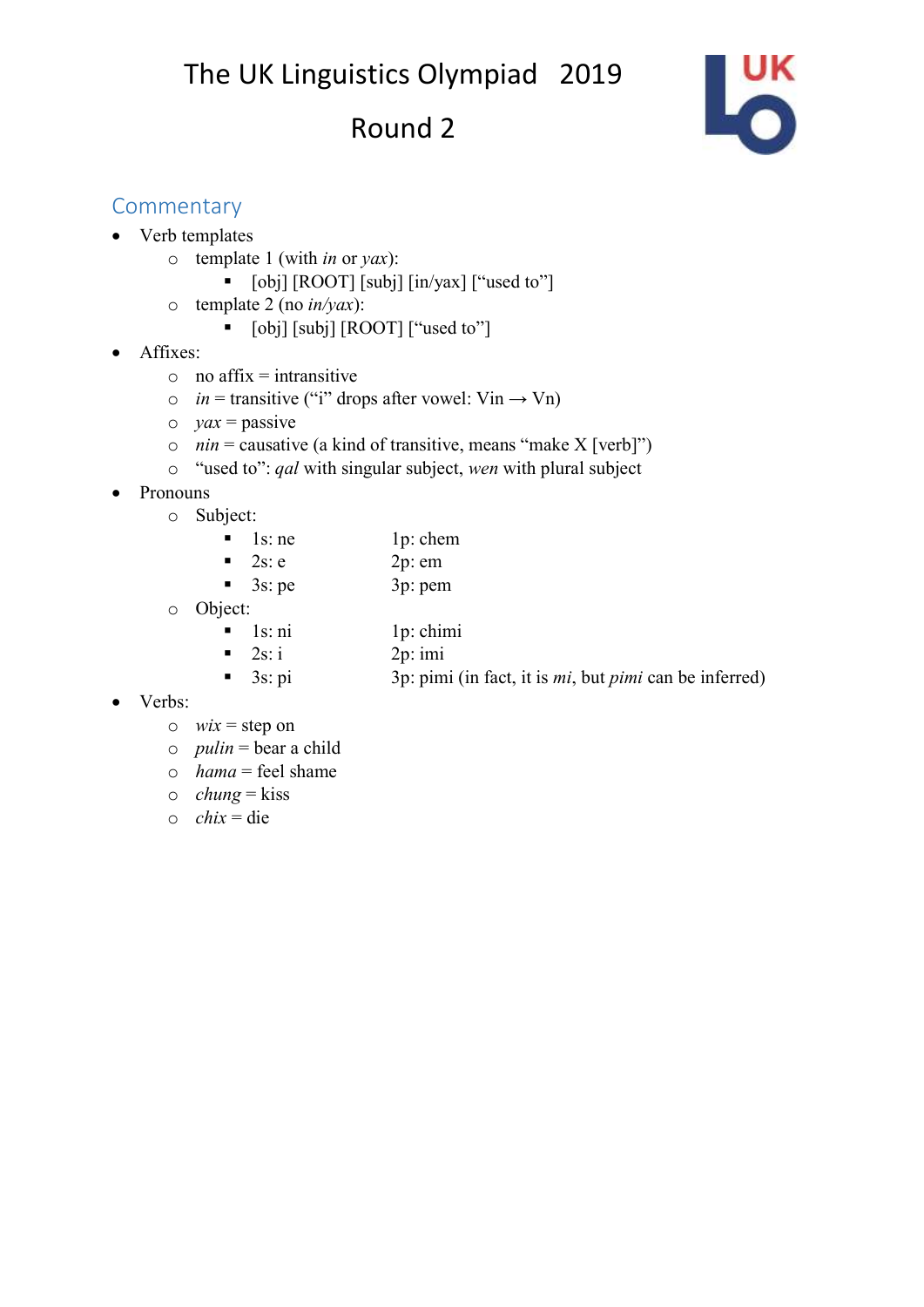# The UK Linguistics Olympiad 2019

## Round 2

## Commentary

- Verb templates
  - template 1 (with *in* or *yax*):
    - [obj] [ROOT] [subj] [in/yax] ["used to"]
  - template 2 (no *in/yax*):
    - [obj] [subj] [ROOT] ["used to"]
- Affixes:
  - no affix = intransitive
  - *in* = transitive ("i" drops after vowel: Vin → Vn)
  - *yax* = passive
  - *nin* = causative (a kind of transitive, means "make X [verb]")
  - "used to": *qal* with singular subject, *wen* with plural subject
- Pronouns
  - Subject:
    - 1s: ne 1p: chem
    - 2s: e 2p: em
    - 3s: pe 3p: pem
  - Object:
    - 1s: ni 1p: chimi
    - 2s: i 2p: imi
    - 3s: pi 3p: pimi (in fact, it is *mi*, but *pimi* can be inferred)
- Verbs:
  - *wix* = step on
  - *pulin* = bear a child
  - *hama* = feel shame
  - *chung* = kiss
  - *chix* = die